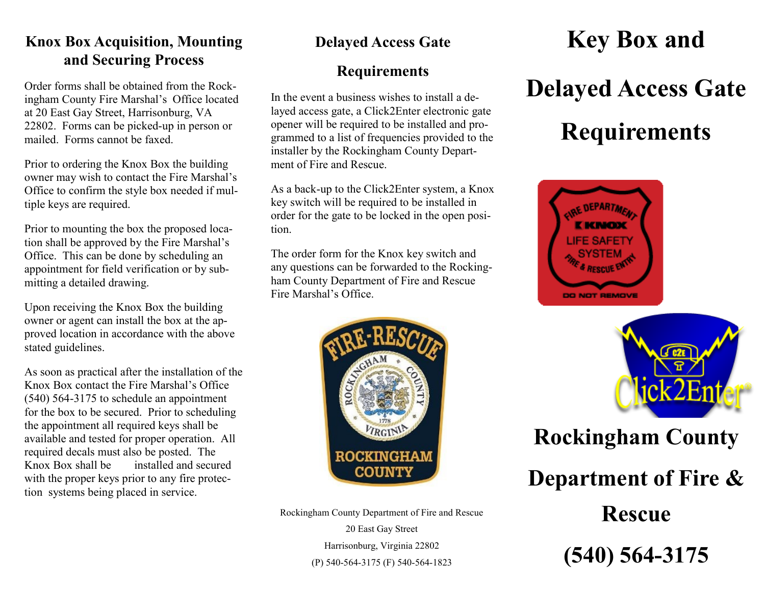## Knox Box Acquisition, Mounting and Securing Process

Order forms shall be obtained from the Rockingham County Fire Marshal's Office located at 20 East Gay Street, Harrisonburg, VA 22802. Forms can be picked-up in person or mailed. Forms cannot be faxed.

Prior to ordering the Knox Box the building owner may wish to contact the Fire Marshal's Office to confirm the style box needed if multiple keys are required.

Prior to mounting the box the proposed location shall be approved by the Fire Marshal's Office. This can be done by scheduling an appointment for field verification or by submitting a detailed drawing.

Upon receiving the Knox Box the building owner or agent can install the box at the approved location in accordance with the above stated guidelines.

As soon as practical after the installation of the Knox Box contact the Fire Marshal's Office (540) 564-3175 to schedule an appointment for the box to be secured. Prior to scheduling the appointment all required keys shall be available and tested for proper operation. All required decals must also be posted. The Knox Box shall be installed and secured with the proper keys prior to any fire protection systems being placed in service.

## Delayed Access Gate Requirements

In the event a business wishes to install a delayed access gate, a Click2Enter electronic gate opener will be required to be installed and programmed to a list of frequencies provided to the installer by the Rockingham County Department of Fire and Rescue.

As a back-up to the Click2Enter system, a Knox key switch will be required to be installed in order for the gate to be locked in the open position.

The order form for the Knox key switch and any questions can be forwarded to the Rockingham County Department of Fire and Rescue Fire Marshal's Office.

Rockingham County Department of Fire and Rescue
20 East Gay Street
Harrisonburg, Virginia 22802
(P) 540-564-3175 (F) 540-564-1823

# Key Box and Delayed Access Gate Requirements

## Rockingham County Department of Fire & Rescue

## (540) 564-3175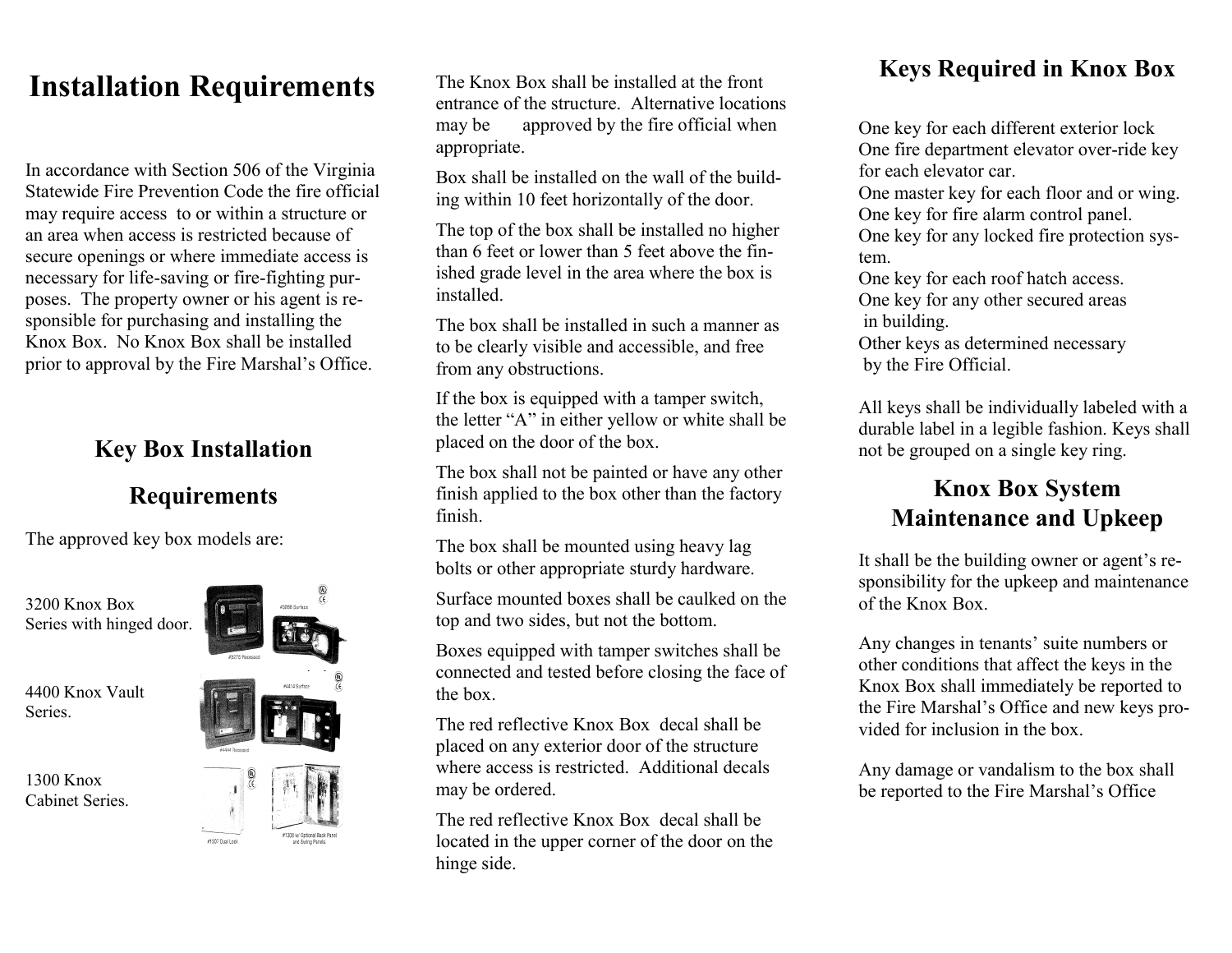# Installation Requirements

In accordance with Section 506 of the Virginia Statewide Fire Prevention Code the fire official may require access to or within a structure or an area when access is restricted because of secure openings or where immediate access is necessary for life-saving or fire-fighting purposes. The property owner or his agent is responsible for purchasing and installing the Knox Box. No Knox Box shall be installed prior to approval by the Fire Marshal's Office.

## Key Box Installation Requirements

The approved key box models are:

3200 Knox Box Series with hinged door.

4400 Knox Vault Series.

1300 Knox Cabinet Series.

The Knox Box shall be installed at the front entrance of the structure. Alternative locations may be approved by the fire official when appropriate.

Box shall be installed on the wall of the building within 10 feet horizontally of the door.

The top of the box shall be installed no higher than 6 feet or lower than 5 feet above the finished grade level in the area where the box is installed.

The box shall be installed in such a manner as to be clearly visible and accessible, and free from any obstructions.

If the box is equipped with a tamper switch, the letter "A" in either yellow or white shall be placed on the door of the box.

The box shall not be painted or have any other finish applied to the box other than the factory finish.

The box shall be mounted using heavy lag bolts or other appropriate sturdy hardware.

Surface mounted boxes shall be caulked on the top and two sides, but not the bottom.

Boxes equipped with tamper switches shall be connected and tested before closing the face of the box.

The red reflective Knox Box decal shall be placed on any exterior door of the structure where access is restricted. Additional decals may be ordered.

The red reflective Knox Box decal shall be located in the upper corner of the door on the hinge side.

## Keys Required in Knox Box

One key for each different exterior lock
One fire department elevator over-ride key for each elevator car.
One master key for each floor and or wing.
One key for fire alarm control panel.
One key for any locked fire protection system.
One key for each roof hatch access.
One key for any other secured areas in building.
Other keys as determined necessary by the Fire Official.

All keys shall be individually labeled with a durable label in a legible fashion. Keys shall not be grouped on a single key ring.

## Knox Box System Maintenance and Upkeep

It shall be the building owner or agent's responsibility for the upkeep and maintenance of the Knox Box.

Any changes in tenants' suite numbers or other conditions that affect the keys in the Knox Box shall immediately be reported to the Fire Marshal's Office and new keys provided for inclusion in the box.

Any damage or vandalism to the box shall be reported to the Fire Marshal's Office